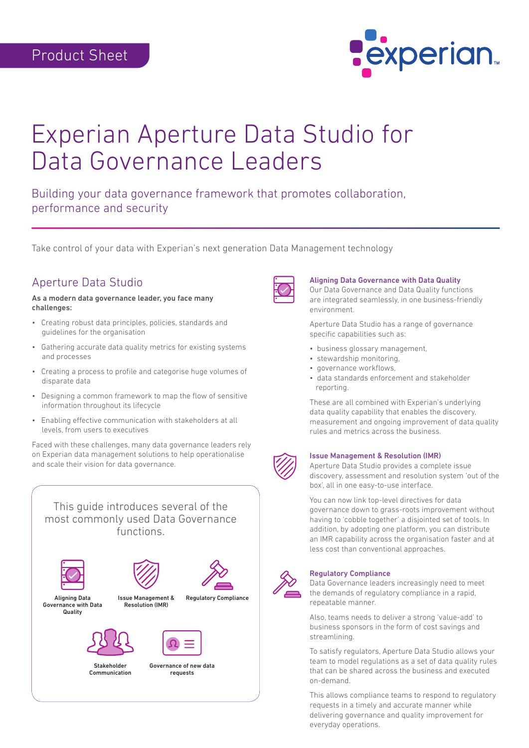Product Sheet

# Experian Aperture Data Studio for Data Governance Leaders

Building your data governance framework that promotes collaboration, performance and security

Take control of your data with Experian's next generation Data Management technology

## Aperture Data Studio

**As a modern data governance leader, you face many challenges:**

- Creating robust data principles, policies, standards and guidelines for the organisation
- Gathering accurate data quality metrics for existing systems and processes
- Creating a process to profile and categorise huge volumes of disparate data
- Designing a common framework to map the flow of sensitive information throughout its lifecycle
- Enabling effective communication with stakeholders at all levels, from users to executives

Faced with these challenges, many data governance leaders rely on Experian data management solutions to help operationalise and scale their vision for data governance.

This guide introduces several of the most commonly used Data Governance functions.

- Aligning Data Governance with Data Quality
- Issue Management & Resolution (IMR)
- Regulatory Compliance
- Stakeholder Communication
- Governance of new data requests

### Aligning Data Governance with Data Quality

Our Data Governance and Data Quality functions are integrated seamlessly, in one business-friendly environment.

Aperture Data Studio has a range of governance specific capabilities such as:

- business glossary management,
- stewardship monitoring,
- governance workflows,
- data standards enforcement and stakeholder reporting.

These are all combined with Experian's underlying data quality capability that enables the discovery, measurement and ongoing improvement of data quality rules and metrics across the business.

### Issue Management & Resolution (IMR)

Aperture Data Studio provides a complete issue discovery, assessment and resolution system 'out of the box', all in one easy-to-use interface.

You can now link top-level directives for data governance down to grass-roots improvement without having to 'cobble together' a disjointed set of tools. In addition, by adopting one platform, you can distribute an IMR capability across the organisation faster and at less cost than conventional approaches.

### Regulatory Compliance

Data Governance leaders increasingly need to meet the demands of regulatory compliance in a rapid, repeatable manner.

Also, teams needs to deliver a strong 'value-add' to business sponsors in the form of cost savings and streamlining.

To satisfy regulators, Aperture Data Studio allows your team to model regulations as a set of data quality rules that can be shared across the business and executed on-demand.

This allows compliance teams to respond to regulatory requests in a timely and accurate manner while delivering governance and quality improvement for everyday operations.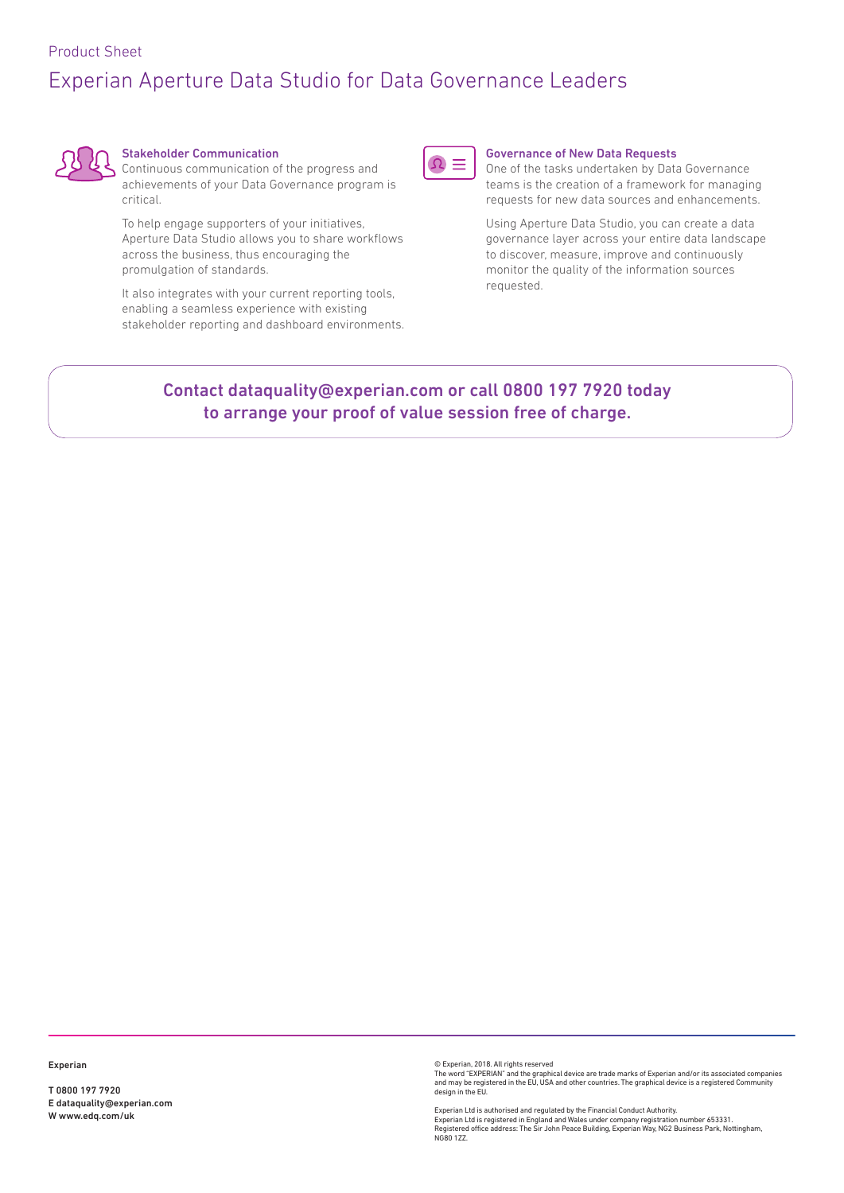Product Sheet

# Experian Aperture Data Studio for Data Governance Leaders

### Stakeholder Communication

Continuous communication of the progress and achievements of your Data Governance program is critical.

To help engage supporters of your initiatives, Aperture Data Studio allows you to share workflows across the business, thus encouraging the promulgation of standards.

It also integrates with your current reporting tools, enabling a seamless experience with existing stakeholder reporting and dashboard environments.

### Governance of New Data Requests

One of the tasks undertaken by Data Governance teams is the creation of a framework for managing requests for new data sources and enhancements.

Using Aperture Data Studio, you can create a data governance layer across your entire data landscape to discover, measure, improve and continuously monitor the quality of the information sources requested.

**Contact dataquality@experian.com or call 0800 197 7920 today to arrange your proof of value session free of charge.**

Experian

T 0800 197 7920
E dataquality@experian.com
W www.edq.com/uk

© Experian, 2018. All rights reserved
The word "EXPERIAN" and the graphical device are trade marks of Experian and/or its associated companies and may be registered in the EU, USA and other countries. The graphical device is a registered Community design in the EU.

Experian Ltd is authorised and regulated by the Financial Conduct Authority.
Experian Ltd is registered in England and Wales under company registration number 653331.
Registered office address: The Sir John Peace Building, Experian Way, NG2 Business Park, Nottingham, NG80 1ZZ.